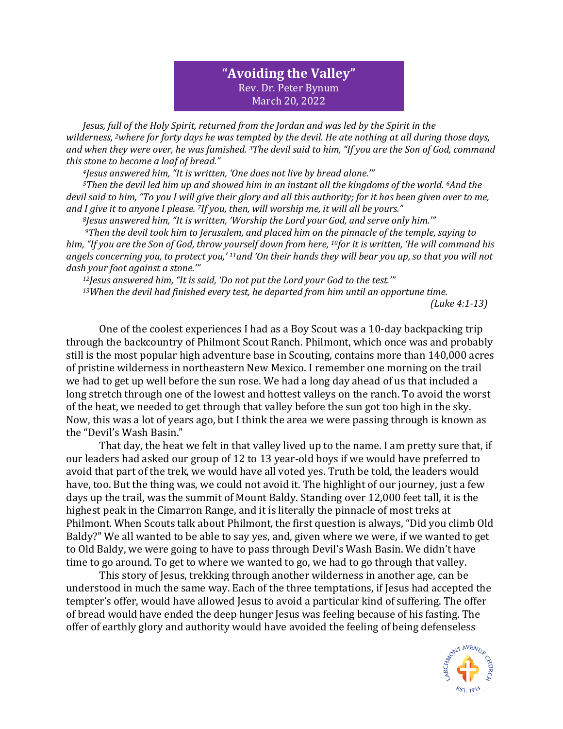# "Avoiding the Valley"

Rev. Dr. Peter Bynum
March 20, 2022

*Jesus, full of the Holy Spirit, returned from the Jordan and was led by the Spirit in the wilderness, [2]where for forty days he was tempted by the devil. He ate nothing at all during those days, and when they were over, he was famished. [3]The devil said to him, "If you are the Son of God, command this stone to become a loaf of bread."*

*[4]Jesus answered him, "It is written, 'One does not live by bread alone.'"*

*[5]Then the devil led him up and showed him in an instant all the kingdoms of the world. [6]And the devil said to him, "To you I will give their glory and all this authority; for it has been given over to me, and I give it to anyone I please. [7]If you, then, will worship me, it will all be yours."*

*[8]Jesus answered him, "It is written, 'Worship the Lord your God, and serve only him.'"*

*[9]Then the devil took him to Jerusalem, and placed him on the pinnacle of the temple, saying to him, "If you are the Son of God, throw yourself down from here, [10]for it is written, 'He will command his angels concerning you, to protect you,' [11]and 'On their hands they will bear you up, so that you will not dash your foot against a stone.'"*

*[12]Jesus answered him, "It is said, 'Do not put the Lord your God to the test.'"*

*[13]When the devil had finished every test, he departed from him until an opportune time.*

*(Luke 4:1-13)*

One of the coolest experiences I had as a Boy Scout was a 10-day backpacking trip through the backcountry of Philmont Scout Ranch. Philmont, which once was and probably still is the most popular high adventure base in Scouting, contains more than 140,000 acres of pristine wilderness in northeastern New Mexico. I remember one morning on the trail we had to get up well before the sun rose. We had a long day ahead of us that included a long stretch through one of the lowest and hottest valleys on the ranch. To avoid the worst of the heat, we needed to get through that valley before the sun got too high in the sky. Now, this was a lot of years ago, but I think the area we were passing through is known as the "Devil's Wash Basin."

That day, the heat we felt in that valley lived up to the name. I am pretty sure that, if our leaders had asked our group of 12 to 13 year-old boys if we would have preferred to avoid that part of the trek, we would have all voted yes. Truth be told, the leaders would have, too. But the thing was, we could not avoid it. The highlight of our journey, just a few days up the trail, was the summit of Mount Baldy. Standing over 12,000 feet tall, it is the highest peak in the Cimarron Range, and it is literally the pinnacle of most treks at Philmont. When Scouts talk about Philmont, the first question is always, "Did you climb Old Baldy?" We all wanted to be able to say yes, and, given where we were, if we wanted to get to Old Baldy, we were going to have to pass through Devil's Wash Basin. We didn't have time to go around. To get to where we wanted to go, we had to go through that valley.

This story of Jesus, trekking through another wilderness in another age, can be understood in much the same way. Each of the three temptations, if Jesus had accepted the tempter's offer, would have allowed Jesus to avoid a particular kind of suffering. The offer of bread would have ended the deep hunger Jesus was feeling because of his fasting. The offer of earthly glory and authority would have avoided the feeling of being defenseless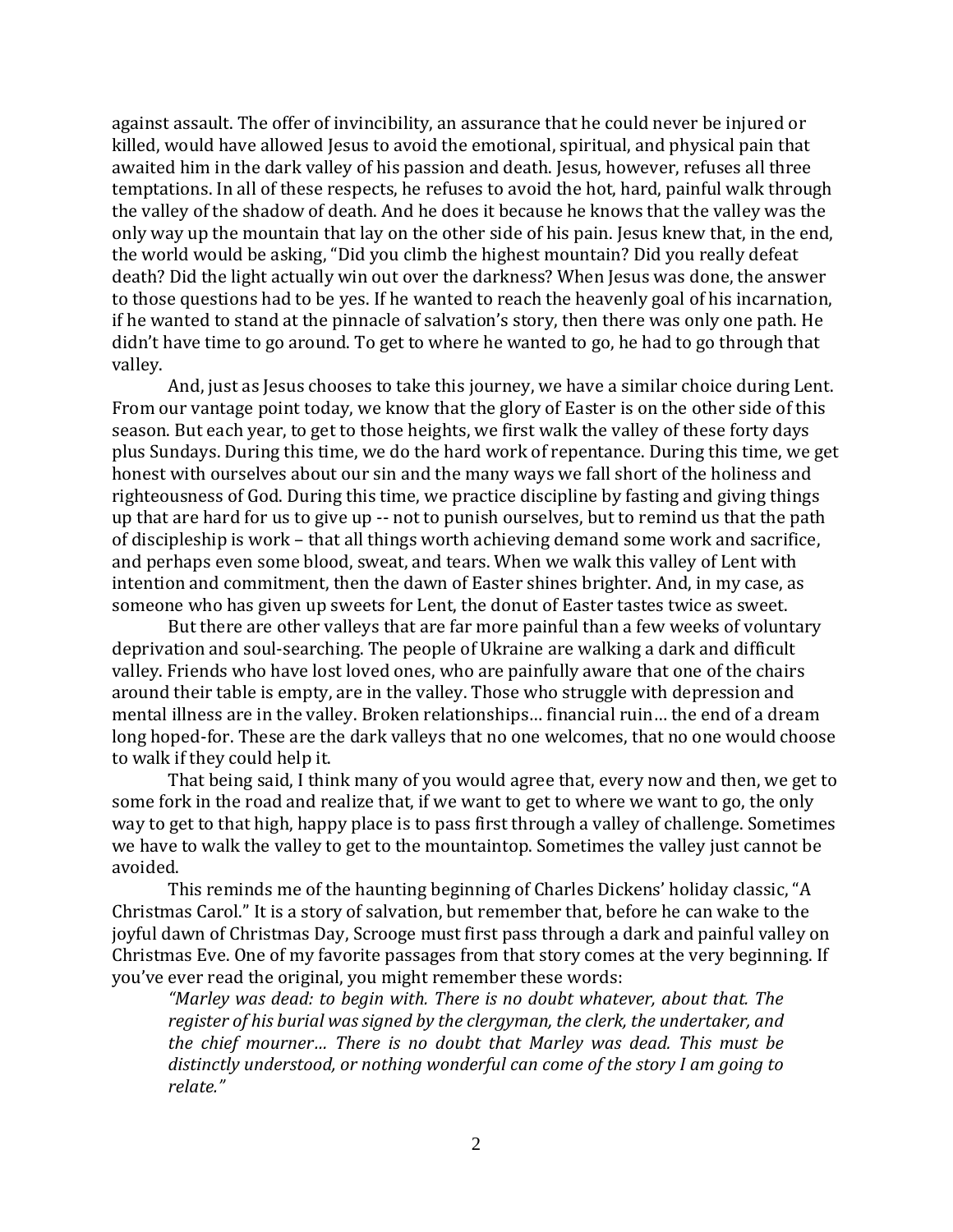against assault. The offer of invincibility, an assurance that he could never be injured or killed, would have allowed Jesus to avoid the emotional, spiritual, and physical pain that awaited him in the dark valley of his passion and death. Jesus, however, refuses all three temptations. In all of these respects, he refuses to avoid the hot, hard, painful walk through the valley of the shadow of death. And he does it because he knows that the valley was the only way up the mountain that lay on the other side of his pain. Jesus knew that, in the end, the world would be asking, "Did you climb the highest mountain? Did you really defeat death? Did the light actually win out over the darkness? When Jesus was done, the answer to those questions had to be yes. If he wanted to reach the heavenly goal of his incarnation, if he wanted to stand at the pinnacle of salvation's story, then there was only one path. He didn't have time to go around. To get to where he wanted to go, he had to go through that valley.

And, just as Jesus chooses to take this journey, we have a similar choice during Lent. From our vantage point today, we know that the glory of Easter is on the other side of this season. But each year, to get to those heights, we first walk the valley of these forty days plus Sundays. During this time, we do the hard work of repentance. During this time, we get honest with ourselves about our sin and the many ways we fall short of the holiness and righteousness of God. During this time, we practice discipline by fasting and giving things up that are hard for us to give up -- not to punish ourselves, but to remind us that the path of discipleship is work – that all things worth achieving demand some work and sacrifice, and perhaps even some blood, sweat, and tears. When we walk this valley of Lent with intention and commitment, then the dawn of Easter shines brighter. And, in my case, as someone who has given up sweets for Lent, the donut of Easter tastes twice as sweet.

But there are other valleys that are far more painful than a few weeks of voluntary deprivation and soul-searching. The people of Ukraine are walking a dark and difficult valley. Friends who have lost loved ones, who are painfully aware that one of the chairs around their table is empty, are in the valley. Those who struggle with depression and mental illness are in the valley. Broken relationships… financial ruin… the end of a dream long hoped-for. These are the dark valleys that no one welcomes, that no one would choose to walk if they could help it.

That being said, I think many of you would agree that, every now and then, we get to some fork in the road and realize that, if we want to get to where we want to go, the only way to get to that high, happy place is to pass first through a valley of challenge. Sometimes we have to walk the valley to get to the mountaintop. Sometimes the valley just cannot be avoided.

This reminds me of the haunting beginning of Charles Dickens' holiday classic, "A Christmas Carol." It is a story of salvation, but remember that, before he can wake to the joyful dawn of Christmas Day, Scrooge must first pass through a dark and painful valley on Christmas Eve. One of my favorite passages from that story comes at the very beginning. If you've ever read the original, you might remember these words:

> *"Marley was dead: to begin with. There is no doubt whatever, about that. The register of his burial was signed by the clergyman, the clerk, the undertaker, and the chief mourner… There is no doubt that Marley was dead. This must be distinctly understood, or nothing wonderful can come of the story I am going to relate."*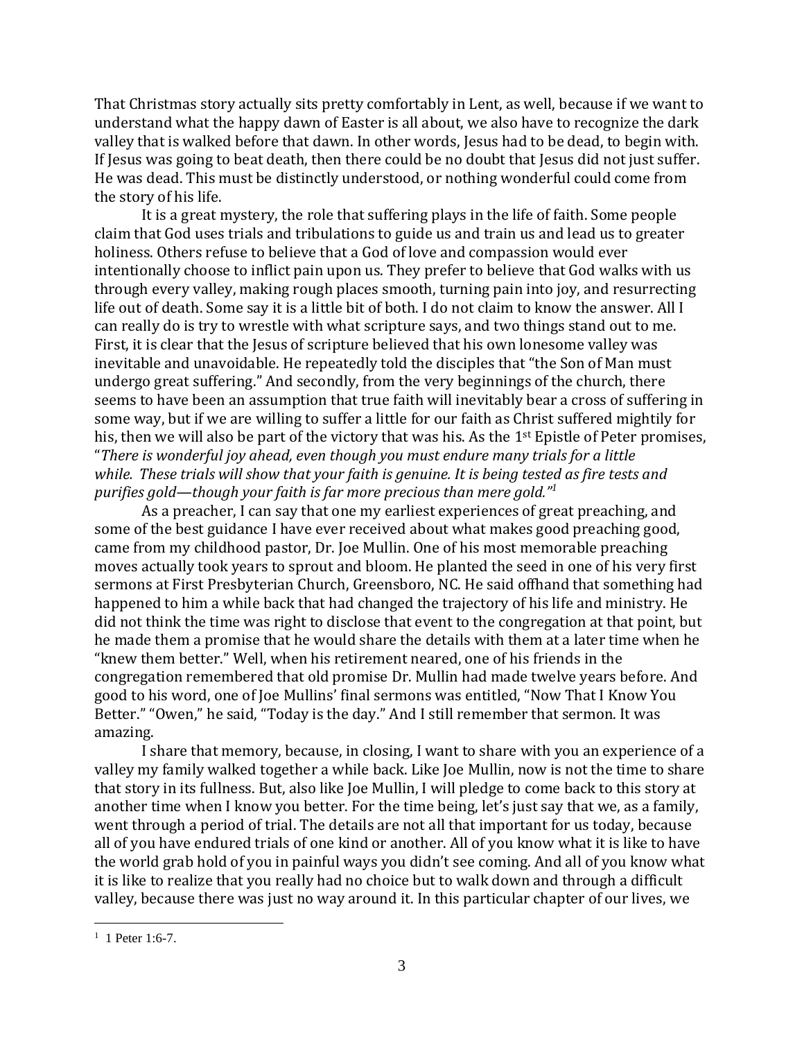That Christmas story actually sits pretty comfortably in Lent, as well, because if we want to understand what the happy dawn of Easter is all about, we also have to recognize the dark valley that is walked before that dawn. In other words, Jesus had to be dead, to begin with. If Jesus was going to beat death, then there could be no doubt that Jesus did not just suffer. He was dead. This must be distinctly understood, or nothing wonderful could come from the story of his life.

It is a great mystery, the role that suffering plays in the life of faith. Some people claim that God uses trials and tribulations to guide us and train us and lead us to greater holiness. Others refuse to believe that a God of love and compassion would ever intentionally choose to inflict pain upon us. They prefer to believe that God walks with us through every valley, making rough places smooth, turning pain into joy, and resurrecting life out of death. Some say it is a little bit of both. I do not claim to know the answer. All I can really do is try to wrestle with what scripture says, and two things stand out to me. First, it is clear that the Jesus of scripture believed that his own lonesome valley was inevitable and unavoidable. He repeatedly told the disciples that "the Son of Man must undergo great suffering." And secondly, from the very beginnings of the church, there seems to have been an assumption that true faith will inevitably bear a cross of suffering in some way, but if we are willing to suffer a little for our faith as Christ suffered mightily for his, then we will also be part of the victory that was his. As the 1st Epistle of Peter promises, "*There is wonderful joy ahead, even though you must endure many trials for a little while. These trials will show that your faith is genuine. It is being tested as fire tests and purifies gold—though your faith is far more precious than mere gold.*"[1]

As a preacher, I can say that one my earliest experiences of great preaching, and some of the best guidance I have ever received about what makes good preaching good, came from my childhood pastor, Dr. Joe Mullin. One of his most memorable preaching moves actually took years to sprout and bloom. He planted the seed in one of his very first sermons at First Presbyterian Church, Greensboro, NC. He said offhand that something had happened to him a while back that had changed the trajectory of his life and ministry. He did not think the time was right to disclose that event to the congregation at that point, but he made them a promise that he would share the details with them at a later time when he "knew them better." Well, when his retirement neared, one of his friends in the congregation remembered that old promise Dr. Mullin had made twelve years before. And good to his word, one of Joe Mullins' final sermons was entitled, "Now That I Know You Better." "Owen," he said, "Today is the day." And I still remember that sermon. It was amazing.

I share that memory, because, in closing, I want to share with you an experience of a valley my family walked together a while back. Like Joe Mullin, now is not the time to share that story in its fullness. But, also like Joe Mullin, I will pledge to come back to this story at another time when I know you better. For the time being, let's just say that we, as a family, went through a period of trial. The details are not all that important for us today, because all of you have endured trials of one kind or another. All of you know what it is like to have the world grab hold of you in painful ways you didn't see coming. And all of you know what it is like to realize that you really had no choice but to walk down and through a difficult valley, because there was just no way around it. In this particular chapter of our lives, we

---

[1] 1 Peter 1:6-7.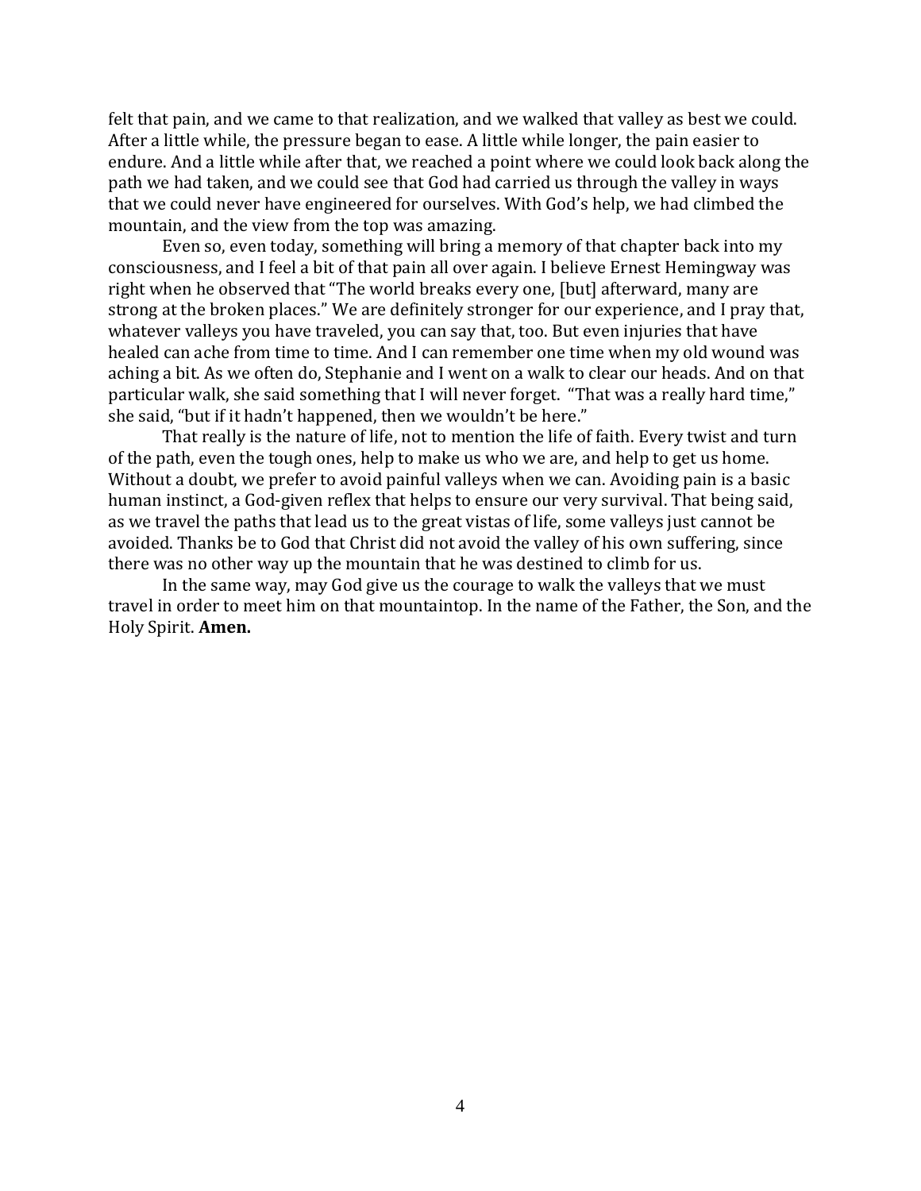felt that pain, and we came to that realization, and we walked that valley as best we could. After a little while, the pressure began to ease. A little while longer, the pain easier to endure. And a little while after that, we reached a point where we could look back along the path we had taken, and we could see that God had carried us through the valley in ways that we could never have engineered for ourselves. With God's help, we had climbed the mountain, and the view from the top was amazing.

Even so, even today, something will bring a memory of that chapter back into my consciousness, and I feel a bit of that pain all over again. I believe Ernest Hemingway was right when he observed that "The world breaks every one, [but] afterward, many are strong at the broken places." We are definitely stronger for our experience, and I pray that, whatever valleys you have traveled, you can say that, too. But even injuries that have healed can ache from time to time. And I can remember one time when my old wound was aching a bit. As we often do, Stephanie and I went on a walk to clear our heads. And on that particular walk, she said something that I will never forget. "That was a really hard time," she said, "but if it hadn't happened, then we wouldn't be here."

That really is the nature of life, not to mention the life of faith. Every twist and turn of the path, even the tough ones, help to make us who we are, and help to get us home. Without a doubt, we prefer to avoid painful valleys when we can. Avoiding pain is a basic human instinct, a God-given reflex that helps to ensure our very survival. That being said, as we travel the paths that lead us to the great vistas of life, some valleys just cannot be avoided. Thanks be to God that Christ did not avoid the valley of his own suffering, since there was no other way up the mountain that he was destined to climb for us.

In the same way, may God give us the courage to walk the valleys that we must travel in order to meet him on that mountaintop. In the name of the Father, the Son, and the Holy Spirit. **Amen.**